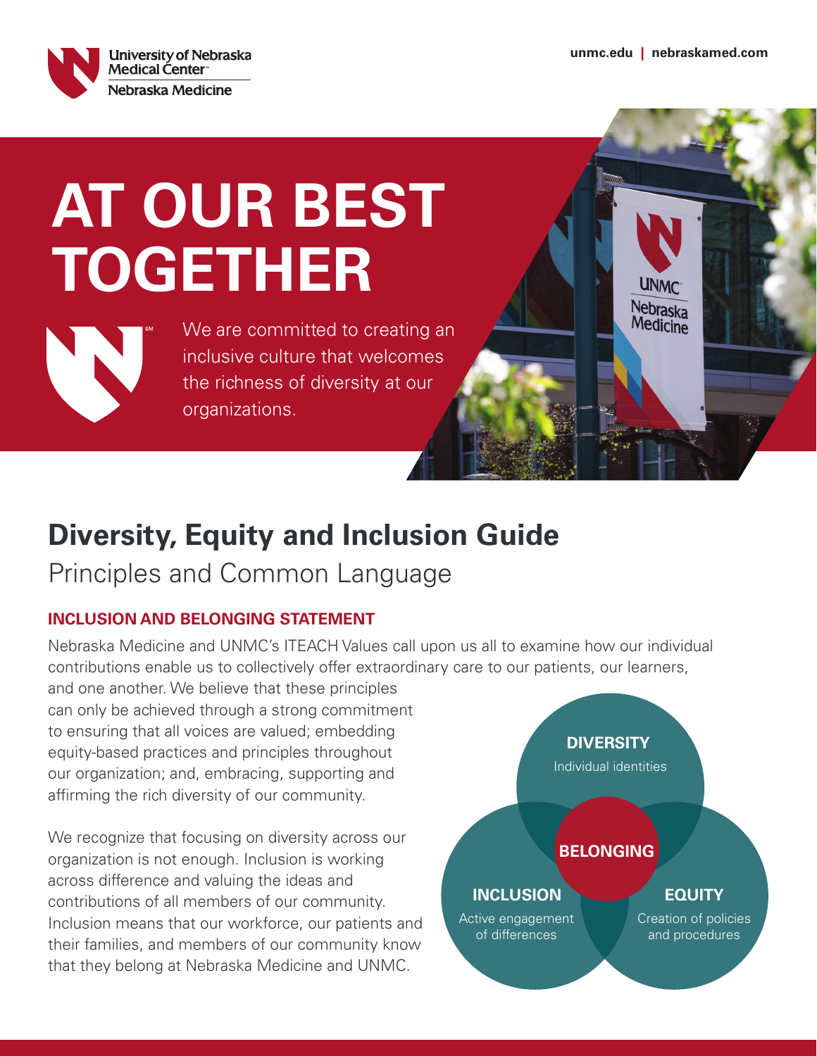University of Nebraska Medical Center
Nebraska Medicine

unmc.edu | nebraskamed.com

# AT OUR BEST TOGETHER

We are committed to creating an inclusive culture that welcomes the richness of diversity at our organizations.

## Diversity, Equity and Inclusion Guide

Principles and Common Language

### INCLUSION AND BELONGING STATEMENT

Nebraska Medicine and UNMC's ITEACH Values call upon us all to examine how our individual contributions enable us to collectively offer extraordinary care to our patients, our learners, and one another. We believe that these principles can only be achieved through a strong commitment to ensuring that all voices are valued; embedding equity-based practices and principles throughout our organization; and, embracing, supporting and affirming the rich diversity of our community.

We recognize that focusing on diversity across our organization is not enough. Inclusion is working across difference and valuing the ideas and contributions of all members of our community. Inclusion means that our workforce, our patients and their families, and members of our community know that they belong at Nebraska Medicine and UNMC.

**DIVERSITY**
Individual identities

**INCLUSION**
Active engagement of differences

**EQUITY**
Creation of policies and procedures

**BELONGING**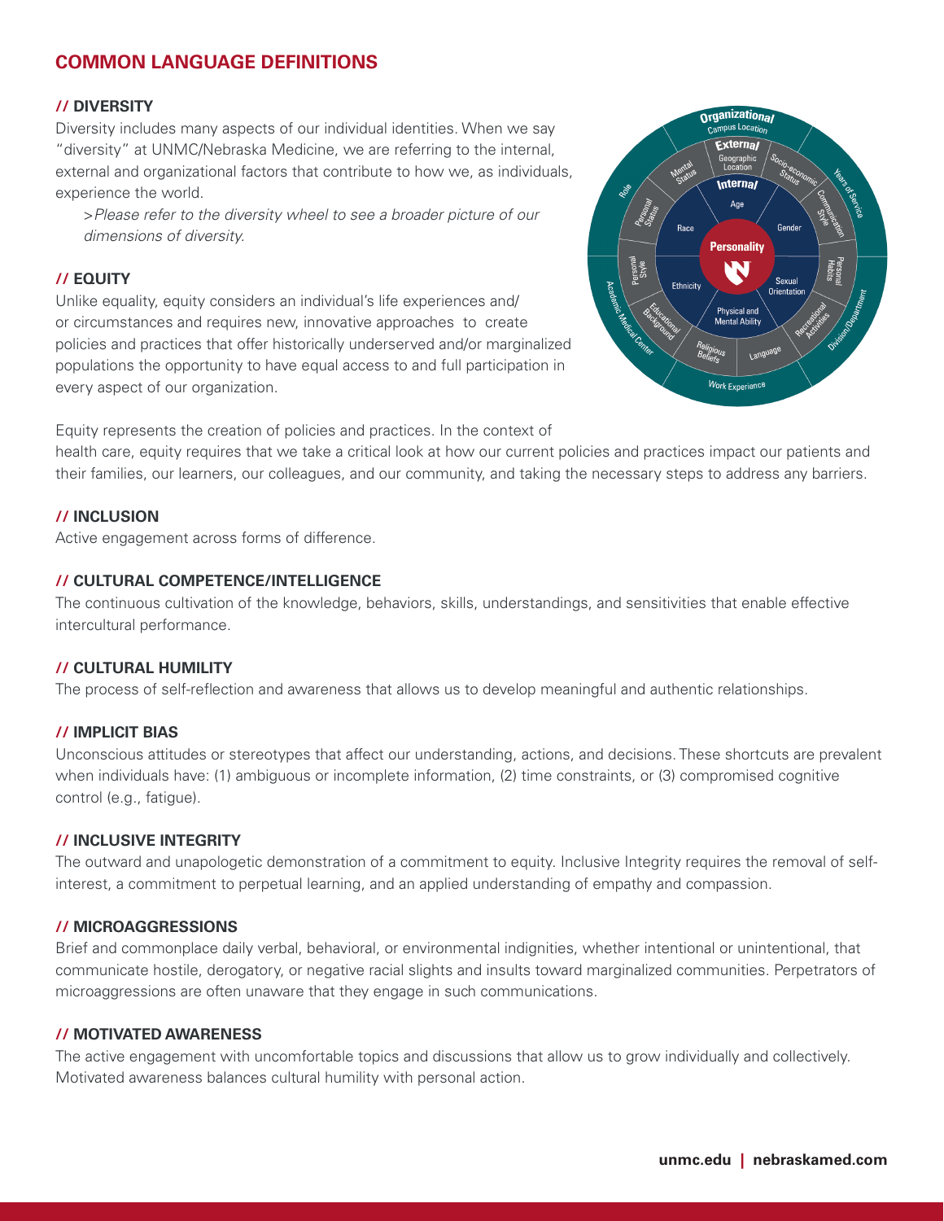## COMMON LANGUAGE DEFINITIONS

### // DIVERSITY

Diversity includes many aspects of our individual identities. When we say "diversity" at UNMC/Nebraska Medicine, we are referring to the internal, external and organizational factors that contribute to how we, as individuals, experience the world.

> *Please refer to the diversity wheel to see a broader picture of our dimensions of diversity.*

Organizational
Campus Location
External
Geographic Location
Internal
Age
Gender
Sexual Orientation
Physical and Mental Ability
Ethnicity
Race
Personality
Mental Status
Socio-economic Status
Communication Style
Personal Habits
Recreational Activities
Language
Religious Beliefs
Educational Background
Personal Style
Personal Status
Role
Years of Service
Division/Department
Work Experience
Academic Medical Center

### // EQUITY

Unlike equality, equity considers an individual's life experiences and/or circumstances and requires new, innovative approaches to create policies and practices that offer historically underserved and/or marginalized populations the opportunity to have equal access to and full participation in every aspect of our organization.

Equity represents the creation of policies and practices. In the context of health care, equity requires that we take a critical look at how our current policies and practices impact our patients and their families, our learners, our colleagues, and our community, and taking the necessary steps to address any barriers.

### // INCLUSION

Active engagement across forms of difference.

### // CULTURAL COMPETENCE/INTELLIGENCE

The continuous cultivation of the knowledge, behaviors, skills, understandings, and sensitivities that enable effective intercultural performance.

### // CULTURAL HUMILITY

The process of self-reflection and awareness that allows us to develop meaningful and authentic relationships.

### // IMPLICIT BIAS

Unconscious attitudes or stereotypes that affect our understanding, actions, and decisions. These shortcuts are prevalent when individuals have: (1) ambiguous or incomplete information, (2) time constraints, or (3) compromised cognitive control (e.g., fatigue).

### // INCLUSIVE INTEGRITY

The outward and unapologetic demonstration of a commitment to equity. Inclusive Integrity requires the removal of self-interest, a commitment to perpetual learning, and an applied understanding of empathy and compassion.

### // MICROAGGRESSIONS

Brief and commonplace daily verbal, behavioral, or environmental indignities, whether intentional or unintentional, that communicate hostile, derogatory, or negative racial slights and insults toward marginalized communities. Perpetrators of microaggressions are often unaware that they engage in such communications.

### // MOTIVATED AWARENESS

The active engagement with uncomfortable topics and discussions that allow us to grow individually and collectively. Motivated awareness balances cultural humility with personal action.

unmc.edu | nebraskamed.com